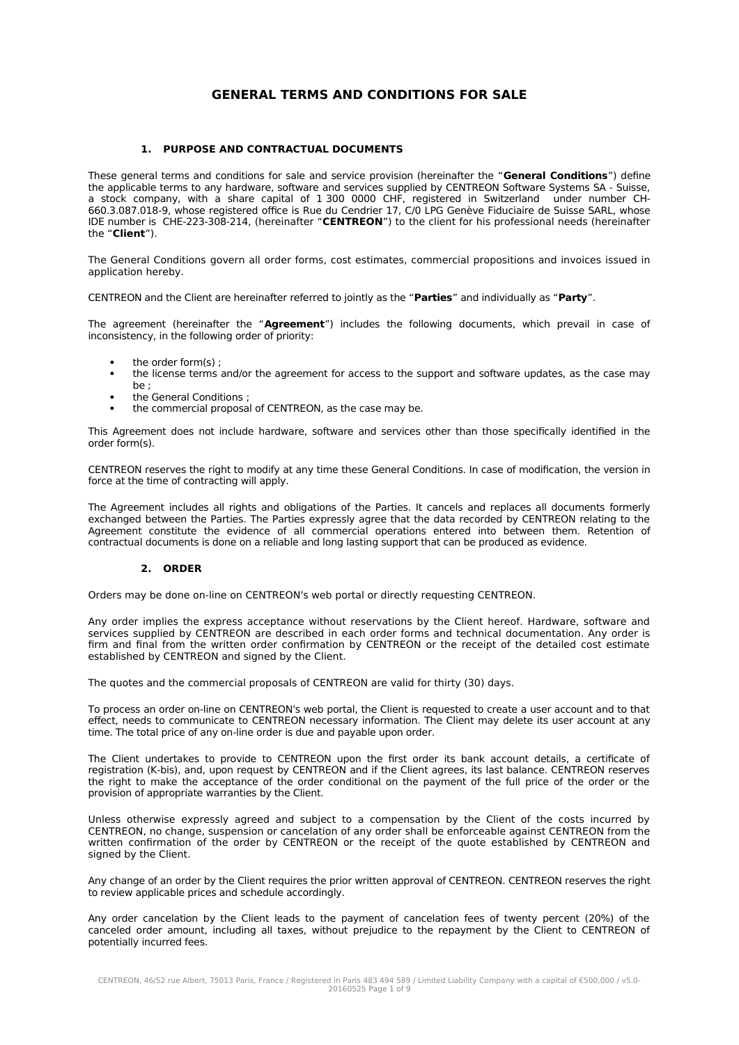# GENERAL TERMS AND CONDITIONS FOR SALE

## 1. PURPOSE AND CONTRACTUAL DOCUMENTS

These general terms and conditions for sale and service provision (hereinafter the "**General Conditions**") define the applicable terms to any hardware, software and services supplied by CENTREON Software Systems SA - Suisse, a stock company, with a share capital of 1 300 0000 CHF, registered in Switzerland under number CH-660.3.087.018-9, whose registered office is Rue du Cendrier 17, C/0 LPG Genève Fiduciaire de Suisse SARL, whose IDE number is CHE-223-308-214, (hereinafter "**CENTREON**") to the client for his professional needs (hereinafter the "**Client**").

The General Conditions govern all order forms, cost estimates, commercial propositions and invoices issued in application hereby.

CENTREON and the Client are hereinafter referred to jointly as the "**Parties**" and individually as "**Party**".

The agreement (hereinafter the "**Agreement**") includes the following documents, which prevail in case of inconsistency, in the following order of priority:

- the order form(s) ;
- the license terms and/or the agreement for access to the support and software updates, as the case may be ;
- the General Conditions ;
- the commercial proposal of CENTREON, as the case may be.

This Agreement does not include hardware, software and services other than those specifically identified in the order form(s).

CENTREON reserves the right to modify at any time these General Conditions. In case of modification, the version in force at the time of contracting will apply.

The Agreement includes all rights and obligations of the Parties. It cancels and replaces all documents formerly exchanged between the Parties. The Parties expressly agree that the data recorded by CENTREON relating to the Agreement constitute the evidence of all commercial operations entered into between them. Retention of contractual documents is done on a reliable and long lasting support that can be produced as evidence.

## 2. ORDER

Orders may be done on-line on CENTREON's web portal or directly requesting CENTREON.

Any order implies the express acceptance without reservations by the Client hereof. Hardware, software and services supplied by CENTREON are described in each order forms and technical documentation. Any order is firm and final from the written order confirmation by CENTREON or the receipt of the detailed cost estimate established by CENTREON and signed by the Client.

The quotes and the commercial proposals of CENTREON are valid for thirty (30) days.

To process an order on-line on CENTREON's web portal, the Client is requested to create a user account and to that effect, needs to communicate to CENTREON necessary information. The Client may delete its user account at any time. The total price of any on-line order is due and payable upon order.

The Client undertakes to provide to CENTREON upon the first order its bank account details, a certificate of registration (K-bis), and, upon request by CENTREON and if the Client agrees, its last balance. CENTREON reserves the right to make the acceptance of the order conditional on the payment of the full price of the order or the provision of appropriate warranties by the Client.

Unless otherwise expressly agreed and subject to a compensation by the Client of the costs incurred by CENTREON, no change, suspension or cancelation of any order shall be enforceable against CENTREON from the written confirmation of the order by CENTREON or the receipt of the quote established by CENTREON and signed by the Client.

Any change of an order by the Client requires the prior written approval of CENTREON. CENTREON reserves the right to review applicable prices and schedule accordingly.

Any order cancelation by the Client leads to the payment of cancelation fees of twenty percent (20%) of the canceled order amount, including all taxes, without prejudice to the repayment by the Client to CENTREON of potentially incurred fees.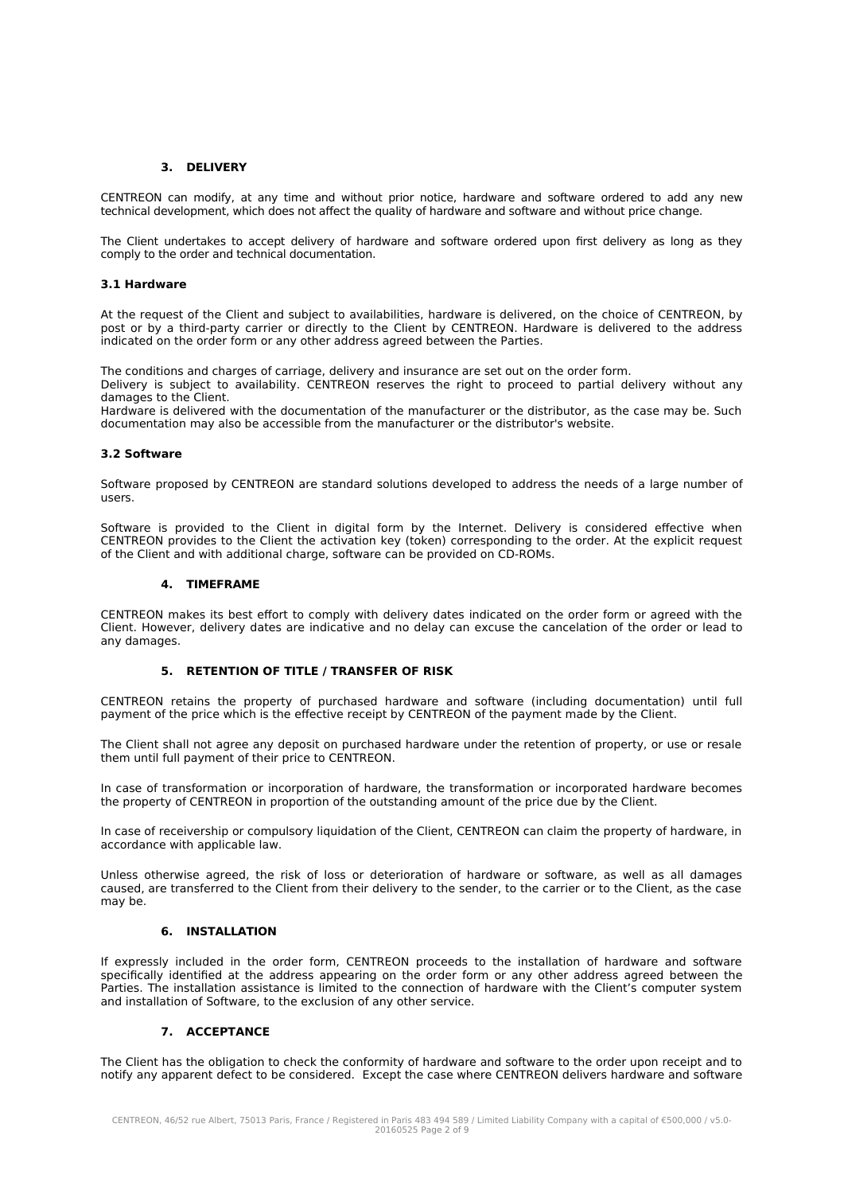## 3. DELIVERY

CENTREON can modify, at any time and without prior notice, hardware and software ordered to add any new technical development, which does not affect the quality of hardware and software and without price change.

The Client undertakes to accept delivery of hardware and software ordered upon first delivery as long as they comply to the order and technical documentation.

### 3.1 Hardware

At the request of the Client and subject to availabilities, hardware is delivered, on the choice of CENTREON, by post or by a third-party carrier or directly to the Client by CENTREON. Hardware is delivered to the address indicated on the order form or any other address agreed between the Parties.

The conditions and charges of carriage, delivery and insurance are set out on the order form.
Delivery is subject to availability. CENTREON reserves the right to proceed to partial delivery without any damages to the Client.
Hardware is delivered with the documentation of the manufacturer or the distributor, as the case may be. Such documentation may also be accessible from the manufacturer or the distributor's website.

### 3.2 Software

Software proposed by CENTREON are standard solutions developed to address the needs of a large number of users.

Software is provided to the Client in digital form by the Internet. Delivery is considered effective when CENTREON provides to the Client the activation key (token) corresponding to the order. At the explicit request of the Client and with additional charge, software can be provided on CD-ROMs.

## 4. TIMEFRAME

CENTREON makes its best effort to comply with delivery dates indicated on the order form or agreed with the Client. However, delivery dates are indicative and no delay can excuse the cancelation of the order or lead to any damages.

## 5. RETENTION OF TITLE / TRANSFER OF RISK

CENTREON retains the property of purchased hardware and software (including documentation) until full payment of the price which is the effective receipt by CENTREON of the payment made by the Client.

The Client shall not agree any deposit on purchased hardware under the retention of property, or use or resale them until full payment of their price to CENTREON.

In case of transformation or incorporation of hardware, the transformation or incorporated hardware becomes the property of CENTREON in proportion of the outstanding amount of the price due by the Client.

In case of receivership or compulsory liquidation of the Client, CENTREON can claim the property of hardware, in accordance with applicable law.

Unless otherwise agreed, the risk of loss or deterioration of hardware or software, as well as all damages caused, are transferred to the Client from their delivery to the sender, to the carrier or to the Client, as the case may be.

## 6. INSTALLATION

If expressly included in the order form, CENTREON proceeds to the installation of hardware and software specifically identified at the address appearing on the order form or any other address agreed between the Parties. The installation assistance is limited to the connection of hardware with the Client's computer system and installation of Software, to the exclusion of any other service.

## 7. ACCEPTANCE

The Client has the obligation to check the conformity of hardware and software to the order upon receipt and to notify any apparent defect to be considered. Except the case where CENTREON delivers hardware and software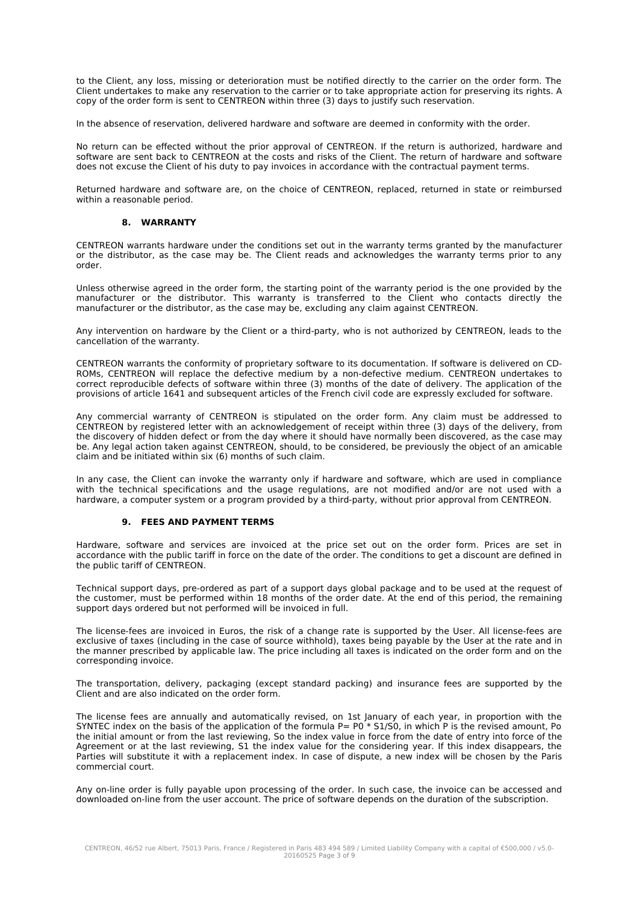to the Client, any loss, missing or deterioration must be notified directly to the carrier on the order form. The Client undertakes to make any reservation to the carrier or to take appropriate action for preserving its rights. A copy of the order form is sent to CENTREON within three (3) days to justify such reservation.

In the absence of reservation, delivered hardware and software are deemed in conformity with the order.

No return can be effected without the prior approval of CENTREON. If the return is authorized, hardware and software are sent back to CENTREON at the costs and risks of the Client. The return of hardware and software does not excuse the Client of his duty to pay invoices in accordance with the contractual payment terms.

Returned hardware and software are, on the choice of CENTREON, replaced, returned in state or reimbursed within a reasonable period.

## 8. WARRANTY

CENTREON warrants hardware under the conditions set out in the warranty terms granted by the manufacturer or the distributor, as the case may be. The Client reads and acknowledges the warranty terms prior to any order.

Unless otherwise agreed in the order form, the starting point of the warranty period is the one provided by the manufacturer or the distributor. This warranty is transferred to the Client who contacts directly the manufacturer or the distributor, as the case may be, excluding any claim against CENTREON.

Any intervention on hardware by the Client or a third-party, who is not authorized by CENTREON, leads to the cancellation of the warranty.

CENTREON warrants the conformity of proprietary software to its documentation. If software is delivered on CD-ROMs, CENTREON will replace the defective medium by a non-defective medium. CENTREON undertakes to correct reproducible defects of software within three (3) months of the date of delivery. The application of the provisions of article 1641 and subsequent articles of the French civil code are expressly excluded for software.

Any commercial warranty of CENTREON is stipulated on the order form. Any claim must be addressed to CENTREON by registered letter with an acknowledgement of receipt within three (3) days of the delivery, from the discovery of hidden defect or from the day where it should have normally been discovered, as the case may be. Any legal action taken against CENTREON, should, to be considered, be previously the object of an amicable claim and be initiated within six (6) months of such claim.

In any case, the Client can invoke the warranty only if hardware and software, which are used in compliance with the technical specifications and the usage regulations, are not modified and/or are not used with a hardware, a computer system or a program provided by a third-party, without prior approval from CENTREON.

## 9. FEES AND PAYMENT TERMS

Hardware, software and services are invoiced at the price set out on the order form. Prices are set in accordance with the public tariff in force on the date of the order. The conditions to get a discount are defined in the public tariff of CENTREON.

Technical support days, pre-ordered as part of a support days global package and to be used at the request of the customer, must be performed within 18 months of the order date. At the end of this period, the remaining support days ordered but not performed will be invoiced in full.

The license-fees are invoiced in Euros, the risk of a change rate is supported by the User. All license-fees are exclusive of taxes (including in the case of source withhold), taxes being payable by the User at the rate and in the manner prescribed by applicable law. The price including all taxes is indicated on the order form and on the corresponding invoice.

The transportation, delivery, packaging (except standard packing) and insurance fees are supported by the Client and are also indicated on the order form.

The license fees are annually and automatically revised, on 1st January of each year, in proportion with the SYNTEC index on the basis of the application of the formula $P = P0 * S1/S0$, in which P is the revised amount, Po the initial amount or from the last reviewing, So the index value in force from the date of entry into force of the Agreement or at the last reviewing, S1 the index value for the considering year. If this index disappears, the Parties will substitute it with a replacement index. In case of dispute, a new index will be chosen by the Paris commercial court.

Any on-line order is fully payable upon processing of the order. In such case, the invoice can be accessed and downloaded on-line from the user account. The price of software depends on the duration of the subscription.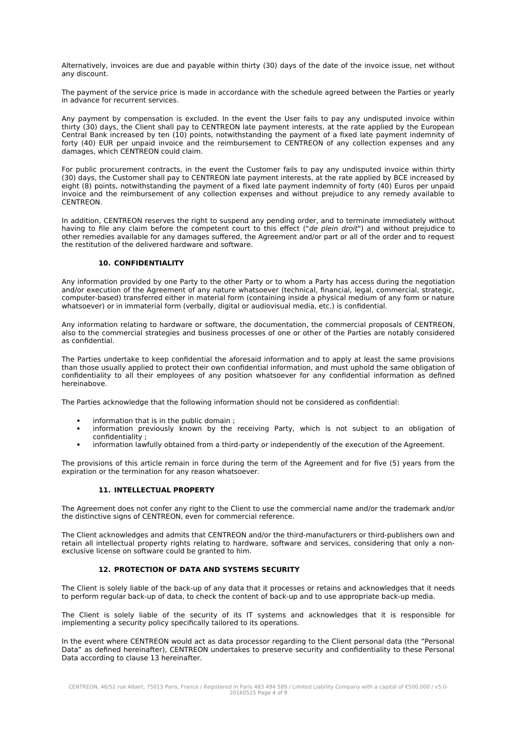Alternatively, invoices are due and payable within thirty (30) days of the date of the invoice issue, net without any discount.

The payment of the service price is made in accordance with the schedule agreed between the Parties or yearly in advance for recurrent services.

Any payment by compensation is excluded. In the event the User fails to pay any undisputed invoice within thirty (30) days, the Client shall pay to CENTREON late payment interests, at the rate applied by the European Central Bank increased by ten (10) points, notwithstanding the payment of a fixed late payment indemnity of forty (40) EUR per unpaid invoice and the reimbursement to CENTREON of any collection expenses and any damages, which CENTREON could claim.

For public procurement contracts, in the event the Customer fails to pay any undisputed invoice within thirty (30) days, the Customer shall pay to CENTREON late payment interests, at the rate applied by BCE increased by eight (8) points, notwithstanding the payment of a fixed late payment indemnity of forty (40) Euros per unpaid invoice and the reimbursement of any collection expenses and without prejudice to any remedy available to CENTREON.

In addition, CENTREON reserves the right to suspend any pending order, and to terminate immediately without having to file any claim before the competent court to this effect ("*de plein droit*") and without prejudice to other remedies available for any damages suffered, the Agreement and/or part or all of the order and to request the restitution of the delivered hardware and software.

### 10. CONFIDENTIALITY

Any information provided by one Party to the other Party or to whom a Party has access during the negotiation and/or execution of the Agreement of any nature whatsoever (technical, financial, legal, commercial, strategic, computer-based) transferred either in material form (containing inside a physical medium of any form or nature whatsoever) or in immaterial form (verbally, digital or audiovisual media, etc.) is confidential.

Any information relating to hardware or software, the documentation, the commercial proposals of CENTREON, also to the commercial strategies and business processes of one or other of the Parties are notably considered as confidential.

The Parties undertake to keep confidential the aforesaid information and to apply at least the same provisions than those usually applied to protect their own confidential information, and must uphold the same obligation of confidentiality to all their employees of any position whatsoever for any confidential information as defined hereinabove.

The Parties acknowledge that the following information should not be considered as confidential:

- information that is in the public domain ;
- information previously known by the receiving Party, which is not subject to an obligation of confidentiality ;
- information lawfully obtained from a third-party or independently of the execution of the Agreement.

The provisions of this article remain in force during the term of the Agreement and for five (5) years from the expiration or the termination for any reason whatsoever.

### 11. INTELLECTUAL PROPERTY

The Agreement does not confer any right to the Client to use the commercial name and/or the trademark and/or the distinctive signs of CENTREON, even for commercial reference.

The Client acknowledges and admits that CENTREON and/or the third-manufacturers or third-publishers own and retain all intellectual property rights relating to hardware, software and services, considering that only a non-exclusive license on software could be granted to him.

### 12. PROTECTION OF DATA AND SYSTEMS SECURITY

The Client is solely liable of the back-up of any data that it processes or retains and acknowledges that it needs to perform regular back-up of data, to check the content of back-up and to use appropriate back-up media.

The Client is solely liable of the security of its IT systems and acknowledges that it is responsible for implementing a security policy specifically tailored to its operations.

In the event where CENTREON would act as data processor regarding to the Client personal data (the "Personal Data" as defined hereinafter), CENTREON undertakes to preserve security and confidentiality to these Personal Data according to clause 13 hereinafter.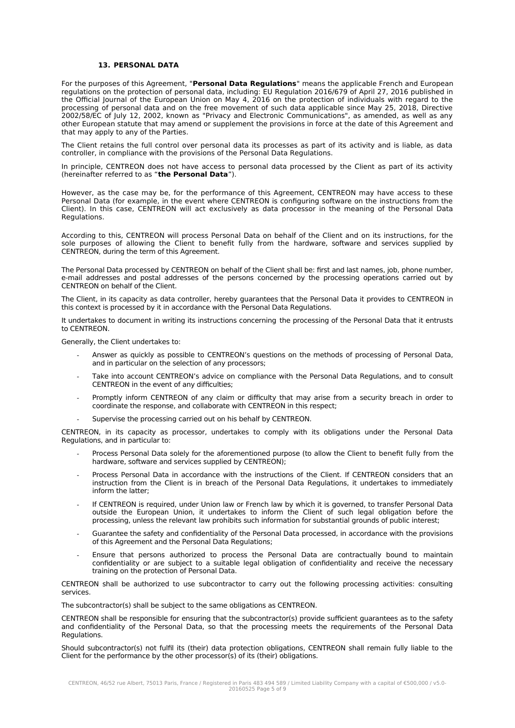## 13. PERSONAL DATA

For the purposes of this Agreement, "**Personal Data Regulations**" means the applicable French and European regulations on the protection of personal data, including: EU Regulation 2016/679 of April 27, 2016 published in the Official Journal of the European Union on May 4, 2016 on the protection of individuals with regard to the processing of personal data and on the free movement of such data applicable since May 25, 2018, Directive 2002/58/EC of July 12, 2002, known as "Privacy and Electronic Communications", as amended, as well as any other European statute that may amend or supplement the provisions in force at the date of this Agreement and that may apply to any of the Parties.

The Client retains the full control over personal data its processes as part of its activity and is liable, as data controller, in compliance with the provisions of the Personal Data Regulations.

In principle, CENTREON does not have access to personal data processed by the Client as part of its activity (hereinafter referred to as "**the Personal Data**").

However, as the case may be, for the performance of this Agreement, CENTREON may have access to these Personal Data (for example, in the event where CENTREON is configuring software on the instructions from the Client). In this case, CENTREON will act exclusively as data processor in the meaning of the Personal Data Regulations.

According to this, CENTREON will process Personal Data on behalf of the Client and on its instructions, for the sole purposes of allowing the Client to benefit fully from the hardware, software and services supplied by CENTREON, during the term of this Agreement.

The Personal Data processed by CENTREON on behalf of the Client shall be: first and last names, job, phone number, e-mail addresses and postal addresses of the persons concerned by the processing operations carried out by CENTREON on behalf of the Client.

The Client, in its capacity as data controller, hereby guarantees that the Personal Data it provides to CENTREON in this context is processed by it in accordance with the Personal Data Regulations.

It undertakes to document in writing its instructions concerning the processing of the Personal Data that it entrusts to CENTREON.

Generally, the Client undertakes to:

- Answer as quickly as possible to CENTREON's questions on the methods of processing of Personal Data, and in particular on the selection of any processors;
- Take into account CENTREON's advice on compliance with the Personal Data Regulations, and to consult CENTREON in the event of any difficulties;
- Promptly inform CENTREON of any claim or difficulty that may arise from a security breach in order to coordinate the response, and collaborate with CENTREON in this respect;
- Supervise the processing carried out on his behalf by CENTREON.

CENTREON, in its capacity as processor, undertakes to comply with its obligations under the Personal Data Regulations, and in particular to:

- Process Personal Data solely for the aforementioned purpose (to allow the Client to benefit fully from the hardware, software and services supplied by CENTREON);
- Process Personal Data in accordance with the instructions of the Client. If CENTREON considers that an instruction from the Client is in breach of the Personal Data Regulations, it undertakes to immediately inform the latter;
- If CENTREON is required, under Union law or French law by which it is governed, to transfer Personal Data outside the European Union, it undertakes to inform the Client of such legal obligation before the processing, unless the relevant law prohibits such information for substantial grounds of public interest;
- Guarantee the safety and confidentiality of the Personal Data processed, in accordance with the provisions of this Agreement and the Personal Data Regulations;
- Ensure that persons authorized to process the Personal Data are contractually bound to maintain confidentiality or are subject to a suitable legal obligation of confidentiality and receive the necessary training on the protection of Personal Data.

CENTREON shall be authorized to use subcontractor to carry out the following processing activities: consulting services.

The subcontractor(s) shall be subject to the same obligations as CENTREON.

CENTREON shall be responsible for ensuring that the subcontractor(s) provide sufficient guarantees as to the safety and confidentiality of the Personal Data, so that the processing meets the requirements of the Personal Data Regulations.

Should subcontractor(s) not fulfil its (their) data protection obligations, CENTREON shall remain fully liable to the Client for the performance by the other processor(s) of its (their) obligations.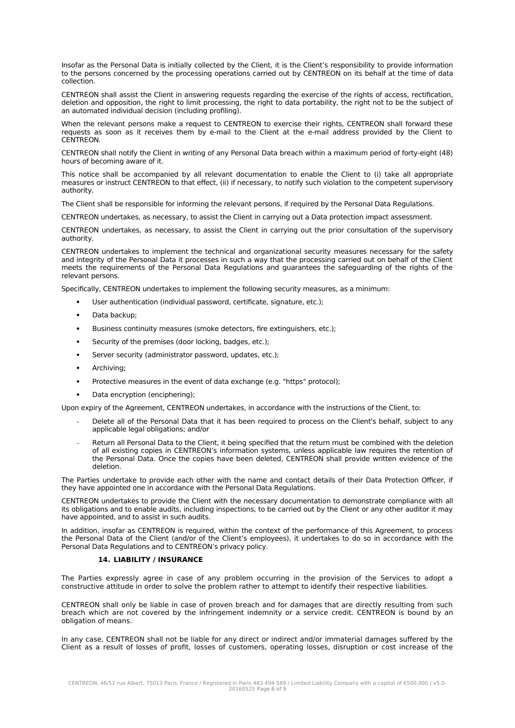Insofar as the Personal Data is initially collected by the Client, it is the Client's responsibility to provide information to the persons concerned by the processing operations carried out by CENTREON on its behalf at the time of data collection.

CENTREON shall assist the Client in answering requests regarding the exercise of the rights of access, rectification, deletion and opposition, the right to limit processing, the right to data portability, the right not to be the subject of an automated individual decision (including profiling).

When the relevant persons make a request to CENTREON to exercise their rights, CENTREON shall forward these requests as soon as it receives them by e-mail to the Client at the e-mail address provided by the Client to CENTREON.

CENTREON shall notify the Client in writing of any Personal Data breach within a maximum period of forty-eight (48) hours of becoming aware of it.

This notice shall be accompanied by all relevant documentation to enable the Client to (i) take all appropriate measures or instruct CENTREON to that effect, (ii) if necessary, to notify such violation to the competent supervisory authority.

The Client shall be responsible for informing the relevant persons, if required by the Personal Data Regulations.

CENTREON undertakes, as necessary, to assist the Client in carrying out a Data protection impact assessment.

CENTREON undertakes, as necessary, to assist the Client in carrying out the prior consultation of the supervisory authority.

CENTREON undertakes to implement the technical and organizational security measures necessary for the safety and integrity of the Personal Data it processes in such a way that the processing carried out on behalf of the Client meets the requirements of the Personal Data Regulations and guarantees the safeguarding of the rights of the relevant persons.

Specifically, CENTREON undertakes to implement the following security measures, as a minimum:

- User authentication (individual password, certificate, signature, etc.);
- Data backup;
- Business continuity measures (smoke detectors, fire extinguishers, etc.);
- Security of the premises (door locking, badges, etc.);
- Server security (administrator password, updates, etc.);
- Archiving;
- Protective measures in the event of data exchange (e.g. "https" protocol);
- Data encryption (enciphering);

Upon expiry of the Agreement, CENTREON undertakes, in accordance with the instructions of the Client, to:

- Delete all of the Personal Data that it has been required to process on the Client's behalf, subject to any applicable legal obligations; and/or
- Return all Personal Data to the Client, it being specified that the return must be combined with the deletion of all existing copies in CENTREON's information systems, unless applicable law requires the retention of the Personal Data. Once the copies have been deleted, CENTREON shall provide written evidence of the deletion.

The Parties undertake to provide each other with the name and contact details of their Data Protection Officer, if they have appointed one in accordance with the Personal Data Regulations.

CENTREON undertakes to provide the Client with the necessary documentation to demonstrate compliance with all its obligations and to enable audits, including inspections, to be carried out by the Client or any other auditor it may have appointed, and to assist in such audits.

In addition, insofar as CENTREON is required, within the context of the performance of this Agreement, to process the Personal Data of the Client (and/or of the Client's employees), it undertakes to do so in accordance with the Personal Data Regulations and to CENTREON's privacy policy.

## 14. LIABILITY / INSURANCE

The Parties expressly agree in case of any problem occurring in the provision of the Services to adopt a constructive attitude in order to solve the problem rather to attempt to identify their respective liabilities.

CENTREON shall only be liable in case of proven breach and for damages that are directly resulting from such breach which are not covered by the infringement indemnity or a service credit. CENTREON is bound by an obligation of means.

In any case, CENTREON shall not be liable for any direct or indirect and/or immaterial damages suffered by the Client as a result of losses of profit, losses of customers, operating losses, disruption or cost increase of the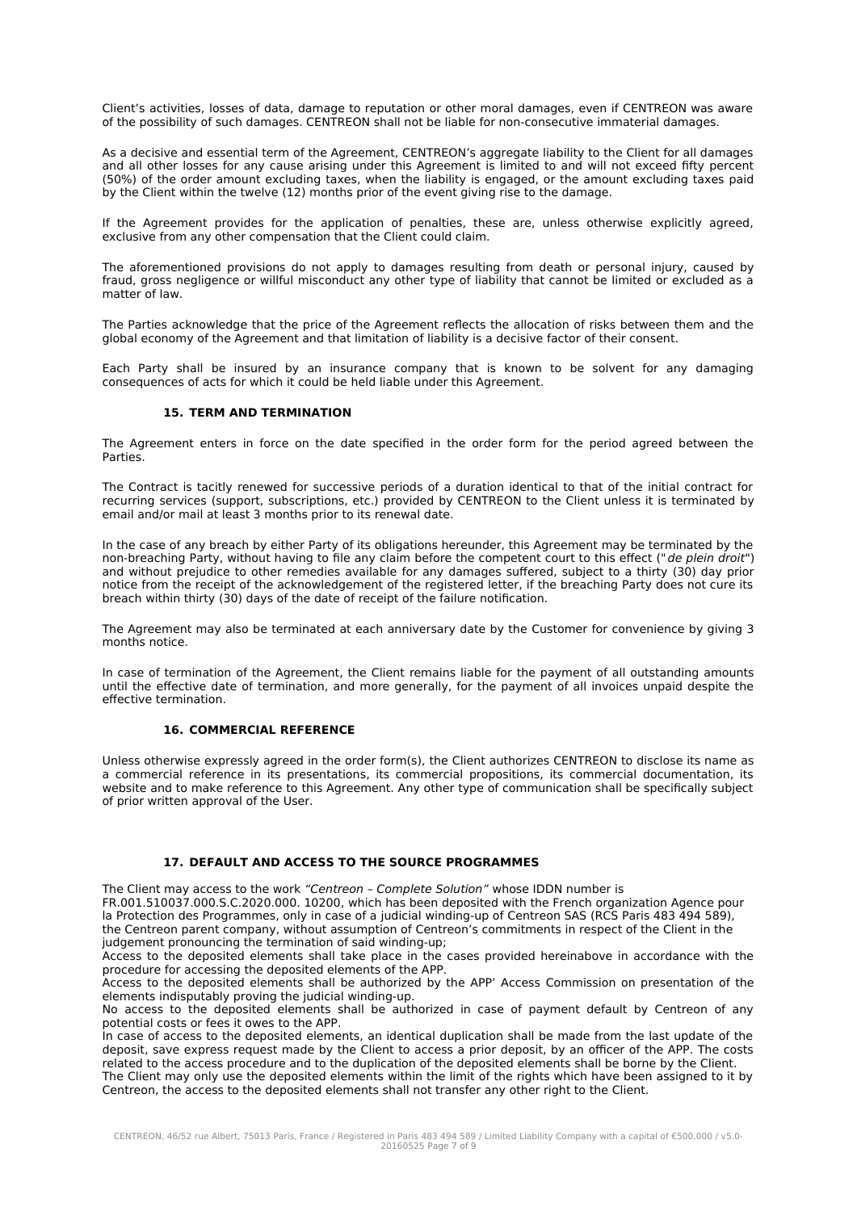Client's activities, losses of data, damage to reputation or other moral damages, even if CENTREON was aware of the possibility of such damages. CENTREON shall not be liable for non-consecutive immaterial damages.

As a decisive and essential term of the Agreement, CENTREON's aggregate liability to the Client for all damages and all other losses for any cause arising under this Agreement is limited to and will not exceed fifty percent (50%) of the order amount excluding taxes, when the liability is engaged, or the amount excluding taxes paid by the Client within the twelve (12) months prior of the event giving rise to the damage.

If the Agreement provides for the application of penalties, these are, unless otherwise explicitly agreed, exclusive from any other compensation that the Client could claim.

The aforementioned provisions do not apply to damages resulting from death or personal injury, caused by fraud, gross negligence or willful misconduct any other type of liability that cannot be limited or excluded as a matter of law.

The Parties acknowledge that the price of the Agreement reflects the allocation of risks between them and the global economy of the Agreement and that limitation of liability is a decisive factor of their consent.

Each Party shall be insured by an insurance company that is known to be solvent for any damaging consequences of acts for which it could be held liable under this Agreement.

## 15. TERM AND TERMINATION

The Agreement enters in force on the date specified in the order form for the period agreed between the Parties.

The Contract is tacitly renewed for successive periods of a duration identical to that of the initial contract for recurring services (support, subscriptions, etc.) provided by CENTREON to the Client unless it is terminated by email and/or mail at least 3 months prior to its renewal date.

In the case of any breach by either Party of its obligations hereunder, this Agreement may be terminated by the non-breaching Party, without having to file any claim before the competent court to this effect ("*de plein droit*") and without prejudice to other remedies available for any damages suffered, subject to a thirty (30) day prior notice from the receipt of the acknowledgement of the registered letter, if the breaching Party does not cure its breach within thirty (30) days of the date of receipt of the failure notification.

The Agreement may also be terminated at each anniversary date by the Customer for convenience by giving 3 months notice.

In case of termination of the Agreement, the Client remains liable for the payment of all outstanding amounts until the effective date of termination, and more generally, for the payment of all invoices unpaid despite the effective termination.

## 16. COMMERCIAL REFERENCE

Unless otherwise expressly agreed in the order form(s), the Client authorizes CENTREON to disclose its name as a commercial reference in its presentations, its commercial propositions, its commercial documentation, its website and to make reference to this Agreement. Any other type of communication shall be specifically subject of prior written approval of the User.

## 17. DEFAULT AND ACCESS TO THE SOURCE PROGRAMMES

The Client may access to the work *"Centreon – Complete Solution"* whose IDDN number is FR.001.510037.000.S.C.2020.000. 10200, which has been deposited with the French organization Agence pour la Protection des Programmes, only in case of a judicial winding-up of Centreon SAS (RCS Paris 483 494 589), the Centreon parent company, without assumption of Centreon's commitments in respect of the Client in the judgement pronouncing the termination of said winding-up;

Access to the deposited elements shall take place in the cases provided hereinabove in accordance with the procedure for accessing the deposited elements of the APP.

Access to the deposited elements shall be authorized by the APP' Access Commission on presentation of the elements indisputably proving the judicial winding-up.

No access to the deposited elements shall be authorized in case of payment default by Centreon of any potential costs or fees it owes to the APP.

In case of access to the deposited elements, an identical duplication shall be made from the last update of the deposit, save express request made by the Client to access a prior deposit, by an officer of the APP. The costs related to the access procedure and to the duplication of the deposited elements shall be borne by the Client.

The Client may only use the deposited elements within the limit of the rights which have been assigned to it by Centreon, the access to the deposited elements shall not transfer any other right to the Client.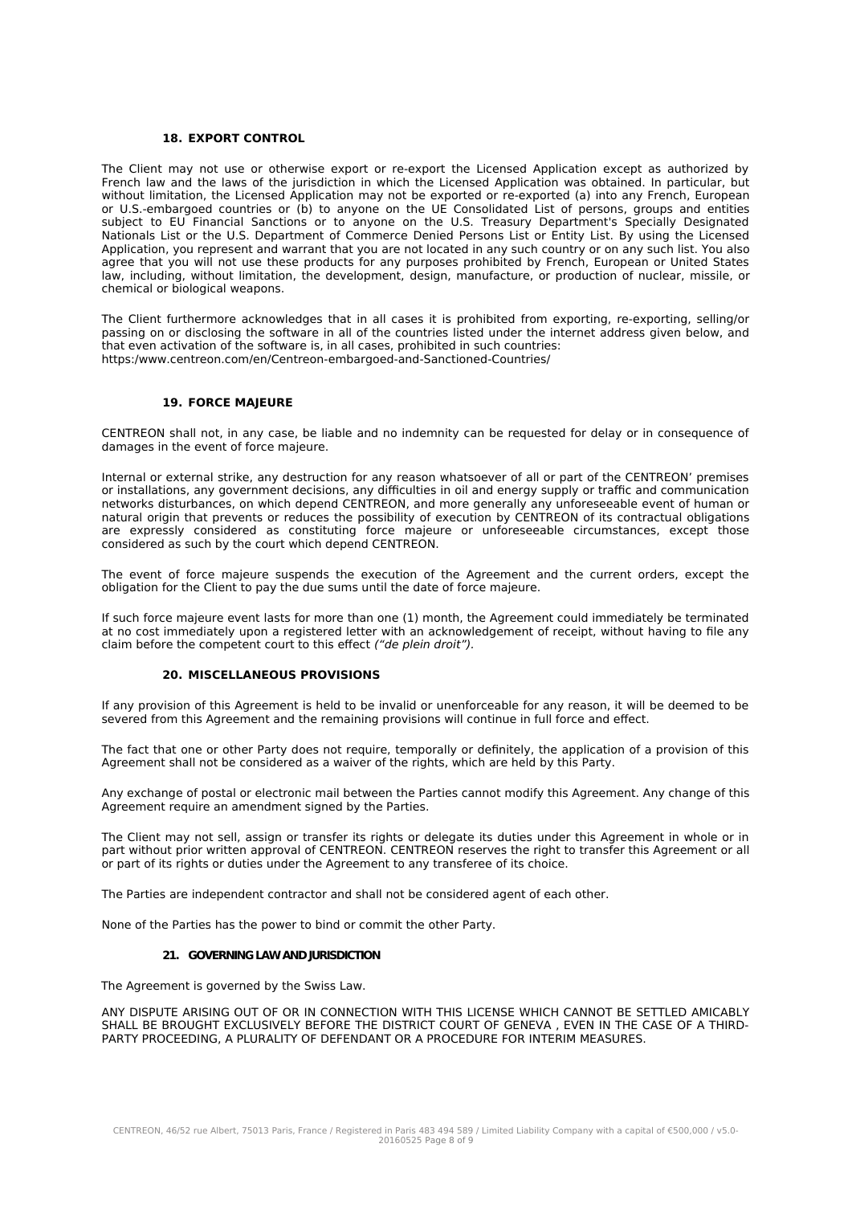### 18. EXPORT CONTROL

The Client may not use or otherwise export or re-export the Licensed Application except as authorized by French law and the laws of the jurisdiction in which the Licensed Application was obtained. In particular, but without limitation, the Licensed Application may not be exported or re-exported (a) into any French, European or U.S.-embargoed countries or (b) to anyone on the UE Consolidated List of persons, groups and entities subject to EU Financial Sanctions or to anyone on the U.S. Treasury Department's Specially Designated Nationals List or the U.S. Department of Commerce Denied Persons List or Entity List. By using the Licensed Application, you represent and warrant that you are not located in any such country or on any such list. You also agree that you will not use these products for any purposes prohibited by French, European or United States law, including, without limitation, the development, design, manufacture, or production of nuclear, missile, or chemical or biological weapons.

The Client furthermore acknowledges that in all cases it is prohibited from exporting, re-exporting, selling/or passing on or disclosing the software in all of the countries listed under the internet address given below, and that even activation of the software is, in all cases, prohibited in such countries:
https:/www.centreon.com/en/Centreon-embargoed-and-Sanctioned-Countries/

### 19. FORCE MAJEURE

CENTREON shall not, in any case, be liable and no indemnity can be requested for delay or in consequence of damages in the event of force majeure.

Internal or external strike, any destruction for any reason whatsoever of all or part of the CENTREON' premises or installations, any government decisions, any difficulties in oil and energy supply or traffic and communication networks disturbances, on which depend CENTREON, and more generally any unforeseeable event of human or natural origin that prevents or reduces the possibility of execution by CENTREON of its contractual obligations are expressly considered as constituting force majeure or unforeseeable circumstances, except those considered as such by the court which depend CENTREON.

The event of force majeure suspends the execution of the Agreement and the current orders, except the obligation for the Client to pay the due sums until the date of force majeure.

If such force majeure event lasts for more than one (1) month, the Agreement could immediately be terminated at no cost immediately upon a registered letter with an acknowledgement of receipt, without having to file any claim before the competent court to this effect *("de plein droit")*.

### 20. MISCELLANEOUS PROVISIONS

If any provision of this Agreement is held to be invalid or unenforceable for any reason, it will be deemed to be severed from this Agreement and the remaining provisions will continue in full force and effect.

The fact that one or other Party does not require, temporally or definitely, the application of a provision of this Agreement shall not be considered as a waiver of the rights, which are held by this Party.

Any exchange of postal or electronic mail between the Parties cannot modify this Agreement. Any change of this Agreement require an amendment signed by the Parties.

The Client may not sell, assign or transfer its rights or delegate its duties under this Agreement in whole or in part without prior written approval of CENTREON. CENTREON reserves the right to transfer this Agreement or all or part of its rights or duties under the Agreement to any transferee of its choice.

The Parties are independent contractor and shall not be considered agent of each other.

None of the Parties has the power to bind or commit the other Party.

### 21. GOVERNING LAW AND JURISDICTION

The Agreement is governed by the Swiss Law.

ANY DISPUTE ARISING OUT OF OR IN CONNECTION WITH THIS LICENSE WHICH CANNOT BE SETTLED AMICABLY SHALL BE BROUGHT EXCLUSIVELY BEFORE THE DISTRICT COURT OF GENEVA , EVEN IN THE CASE OF A THIRD-PARTY PROCEEDING, A PLURALITY OF DEFENDANT OR A PROCEDURE FOR INTERIM MEASURES.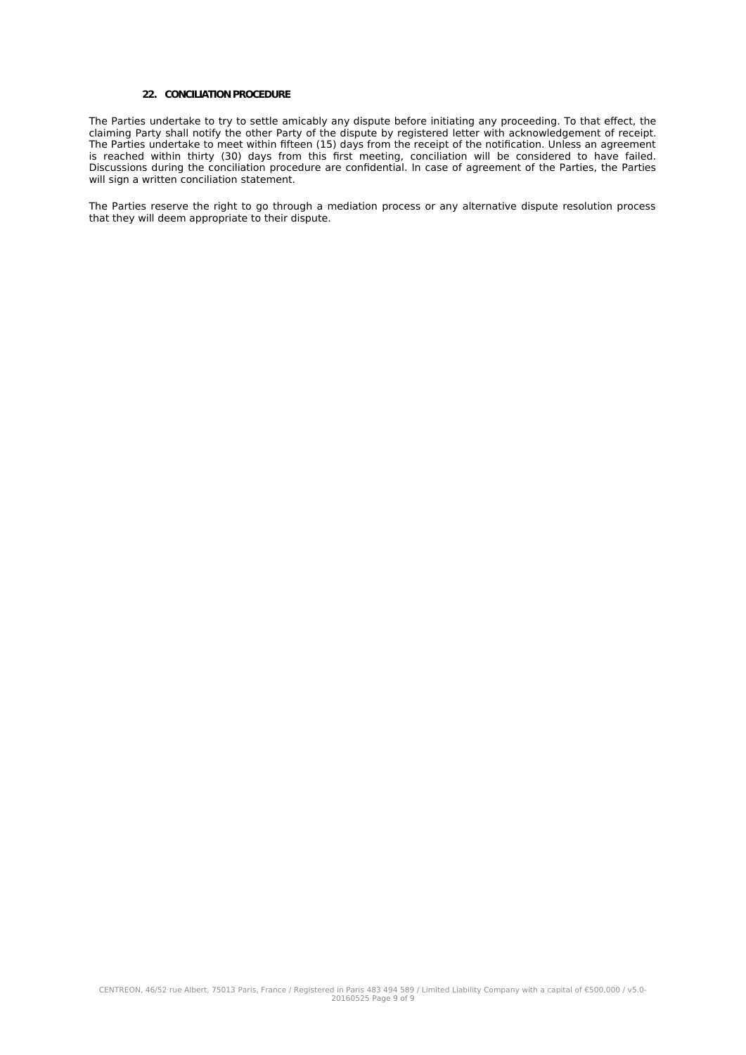## 22. CONCILIATION PROCEDURE

The Parties undertake to try to settle amicably any dispute before initiating any proceeding. To that effect, the claiming Party shall notify the other Party of the dispute by registered letter with acknowledgement of receipt. The Parties undertake to meet within fifteen (15) days from the receipt of the notification. Unless an agreement is reached within thirty (30) days from this first meeting, conciliation will be considered to have failed. Discussions during the conciliation procedure are confidential. In case of agreement of the Parties, the Parties will sign a written conciliation statement.

The Parties reserve the right to go through a mediation process or any alternative dispute resolution process that they will deem appropriate to their dispute.